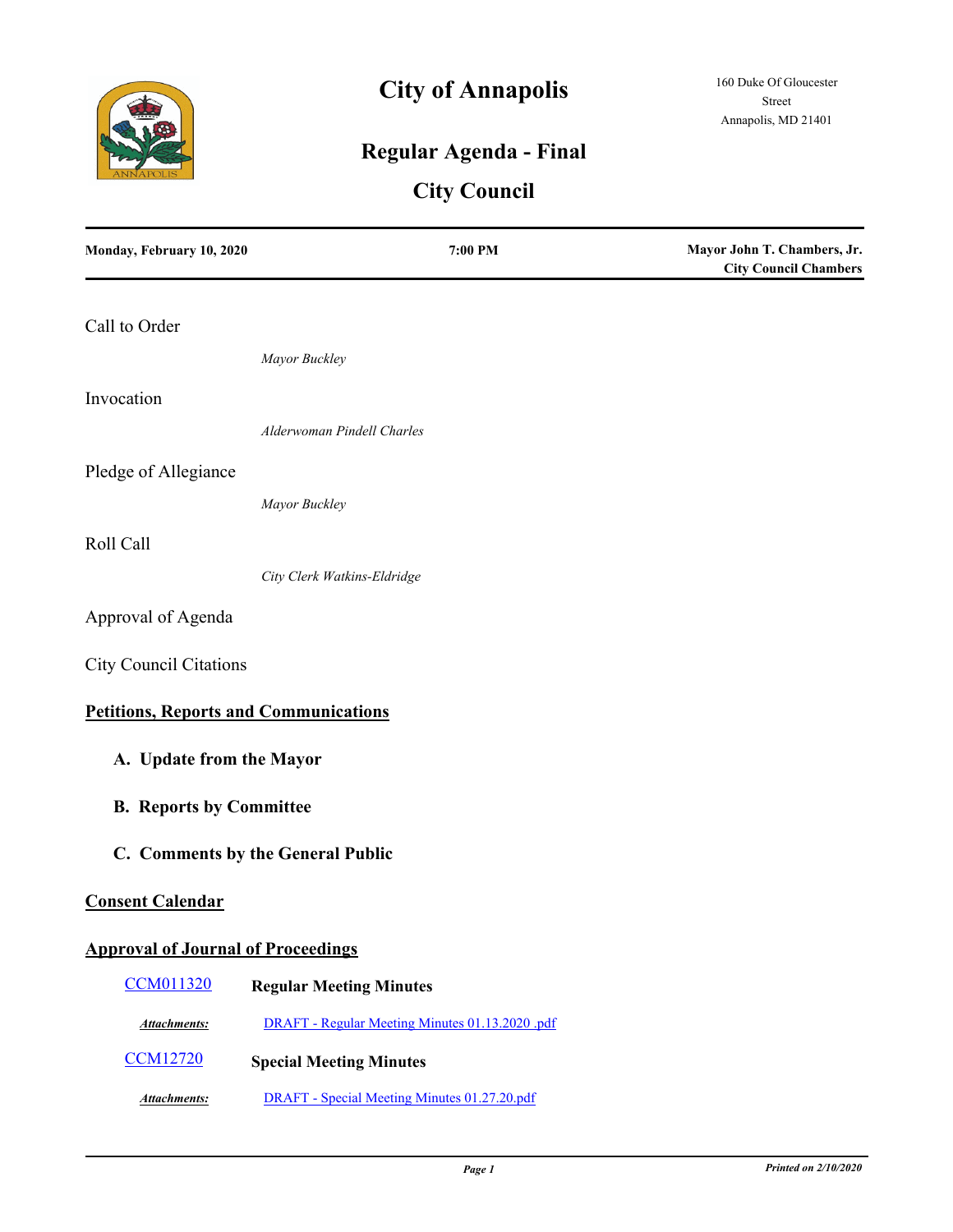# City of Annapolis

160 Duke Of Gloucester Street
Annapolis, MD 21401

## Regular Agenda - Final

## City Council

**Monday, February 10, 2020** | **7:00 PM** | **Mayor John T. Chambers, Jr. City Council Chambers**

Call to Order

*Mayor Buckley*

Invocation

*Alderwoman Pindell Charles*

Pledge of Allegiance

*Mayor Buckley*

Roll Call

*City Clerk Watkins-Eldridge*

Approval of Agenda

City Council Citations

### Petitions, Reports and Communications

**A. Update from the Mayor**

**B. Reports by Committee**

**C. Comments by the General Public**

### Consent Calendar

### Approval of Journal of Proceedings

CCM011320 **Regular Meeting Minutes**

***Attachments:*** DRAFT - Regular Meeting Minutes 01.13.2020 .pdf

CCM12720 **Special Meeting Minutes**

***Attachments:*** DRAFT - Special Meeting Minutes 01.27.20.pdf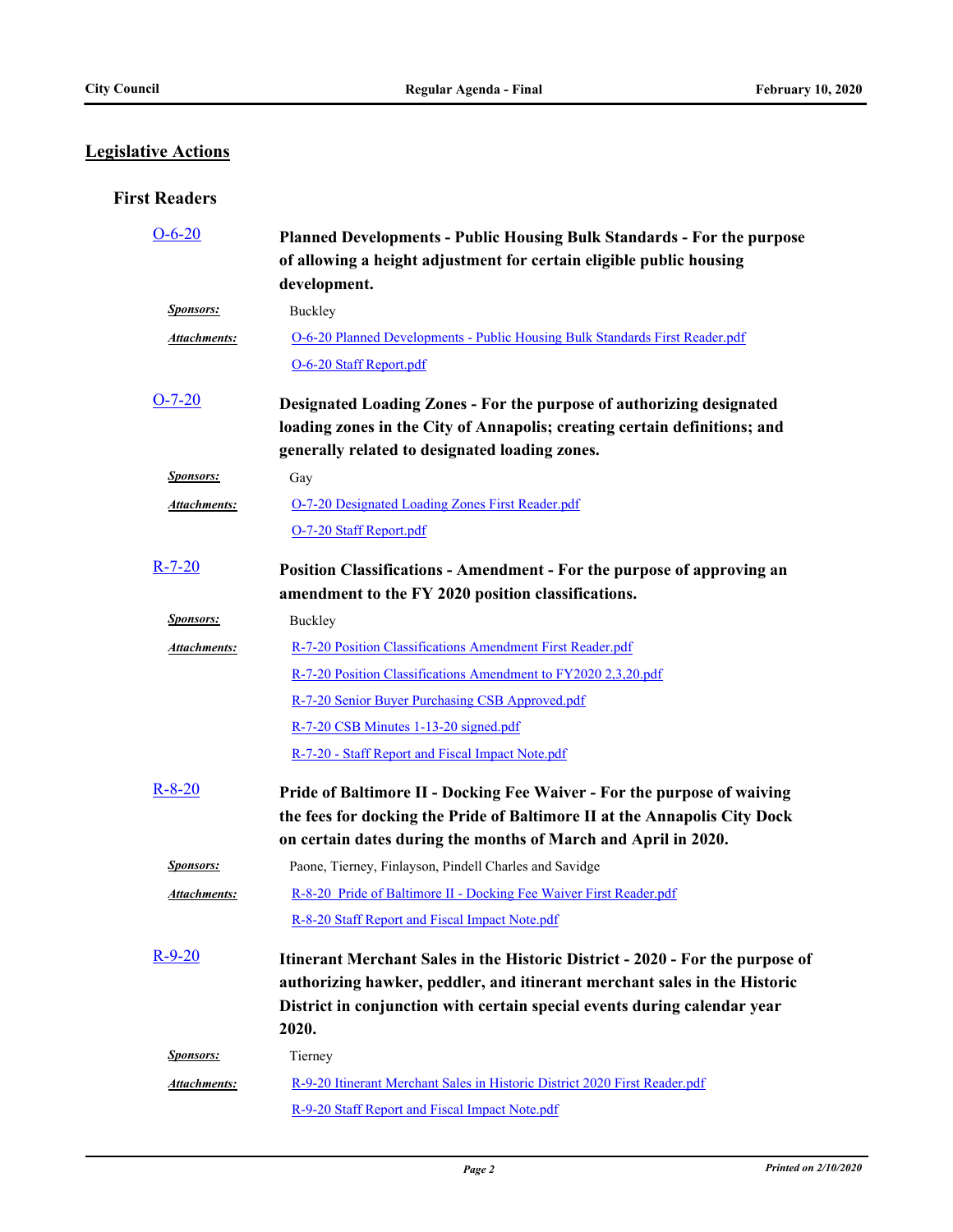## Legislative Actions

### First Readers

**O-6-20** **Planned Developments - Public Housing Bulk Standards - For the purpose of allowing a height adjustment for certain eligible public housing development.**

***Sponsors:*** Buckley

***Attachments:*** O-6-20 Planned Developments - Public Housing Bulk Standards First Reader.pdf
O-6-20 Staff Report.pdf

**O-7-20** **Designated Loading Zones - For the purpose of authorizing designated loading zones in the City of Annapolis; creating certain definitions; and generally related to designated loading zones.**

***Sponsors:*** Gay

***Attachments:*** O-7-20 Designated Loading Zones First Reader.pdf
O-7-20 Staff Report.pdf

**R-7-20** **Position Classifications - Amendment - For the purpose of approving an amendment to the FY 2020 position classifications.**

***Sponsors:*** Buckley

***Attachments:*** R-7-20 Position Classifications Amendment First Reader.pdf
R-7-20 Position Classifications Amendment to FY2020 2,3,20.pdf
R-7-20 Senior Buyer Purchasing CSB Approved.pdf
R-7-20 CSB Minutes 1-13-20 signed.pdf
R-7-20 - Staff Report and Fiscal Impact Note.pdf

**R-8-20** **Pride of Baltimore II - Docking Fee Waiver - For the purpose of waiving the fees for docking the Pride of Baltimore II at the Annapolis City Dock on certain dates during the months of March and April in 2020.**

***Sponsors:*** Paone, Tierney, Finlayson, Pindell Charles and Savidge

***Attachments:*** R-8-20 Pride of Baltimore II - Docking Fee Waiver First Reader.pdf
R-8-20 Staff Report and Fiscal Impact Note.pdf

**R-9-20** **Itinerant Merchant Sales in the Historic District - 2020 - For the purpose of authorizing hawker, peddler, and itinerant merchant sales in the Historic District in conjunction with certain special events during calendar year 2020.**

***Sponsors:*** Tierney

***Attachments:*** R-9-20 Itinerant Merchant Sales in Historic District 2020 First Reader.pdf
R-9-20 Staff Report and Fiscal Impact Note.pdf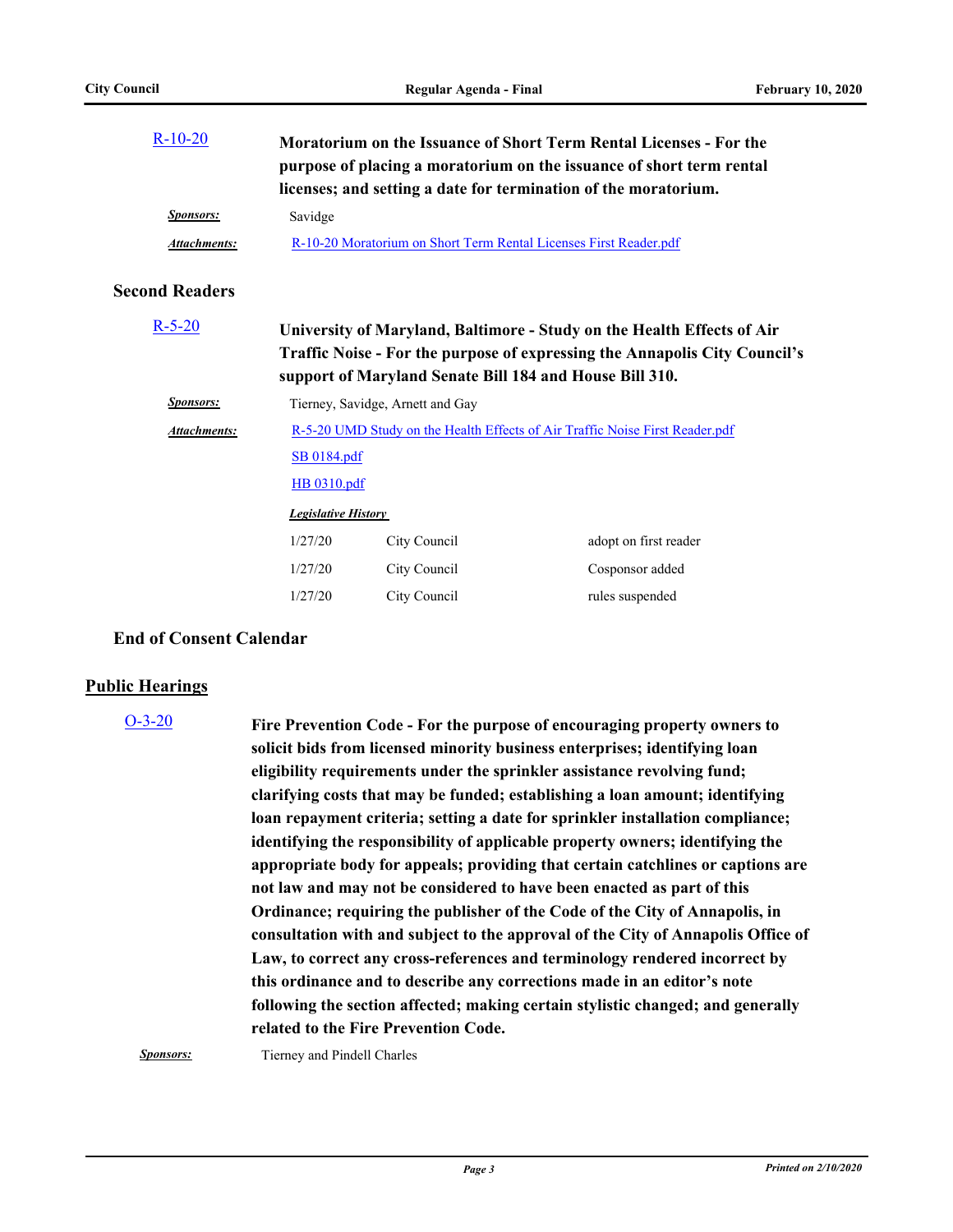R-10-20

**Moratorium on the Issuance of Short Term Rental Licenses - For the purpose of placing a moratorium on the issuance of short term rental licenses; and setting a date for termination of the moratorium.**

***Sponsors:*** Savidge

***Attachments:*** R-10-20 Moratorium on Short Term Rental Licenses First Reader.pdf

### Second Readers

R-5-20

**University of Maryland, Baltimore - Study on the Health Effects of Air Traffic Noise - For the purpose of expressing the Annapolis City Council's support of Maryland Senate Bill 184 and House Bill 310.**

***Sponsors:*** Tierney, Savidge, Arnett and Gay

***Attachments:*** R-5-20 UMD Study on the Health Effects of Air Traffic Noise First Reader.pdf

SB 0184.pdf

HB 0310.pdf

***Legislative History***

| | | |
|---|---|---|
| 1/27/20 | City Council | adopt on first reader |
| 1/27/20 | City Council | Cosponsor added |
| 1/27/20 | City Council | rules suspended |

### End of Consent Calendar

## Public Hearings

O-3-20

**Fire Prevention Code - For the purpose of encouraging property owners to solicit bids from licensed minority business enterprises; identifying loan eligibility requirements under the sprinkler assistance revolving fund; clarifying costs that may be funded; establishing a loan amount; identifying loan repayment criteria; setting a date for sprinkler installation compliance; identifying the responsibility of applicable property owners; identifying the appropriate body for appeals; providing that certain catchlines or captions are not law and may not be considered to have been enacted as part of this Ordinance; requiring the publisher of the Code of the City of Annapolis, in consultation with and subject to the approval of the City of Annapolis Office of Law, to correct any cross-references and terminology rendered incorrect by this ordinance and to describe any corrections made in an editor's note following the section affected; making certain stylistic changed; and generally related to the Fire Prevention Code.**

***Sponsors:*** Tierney and Pindell Charles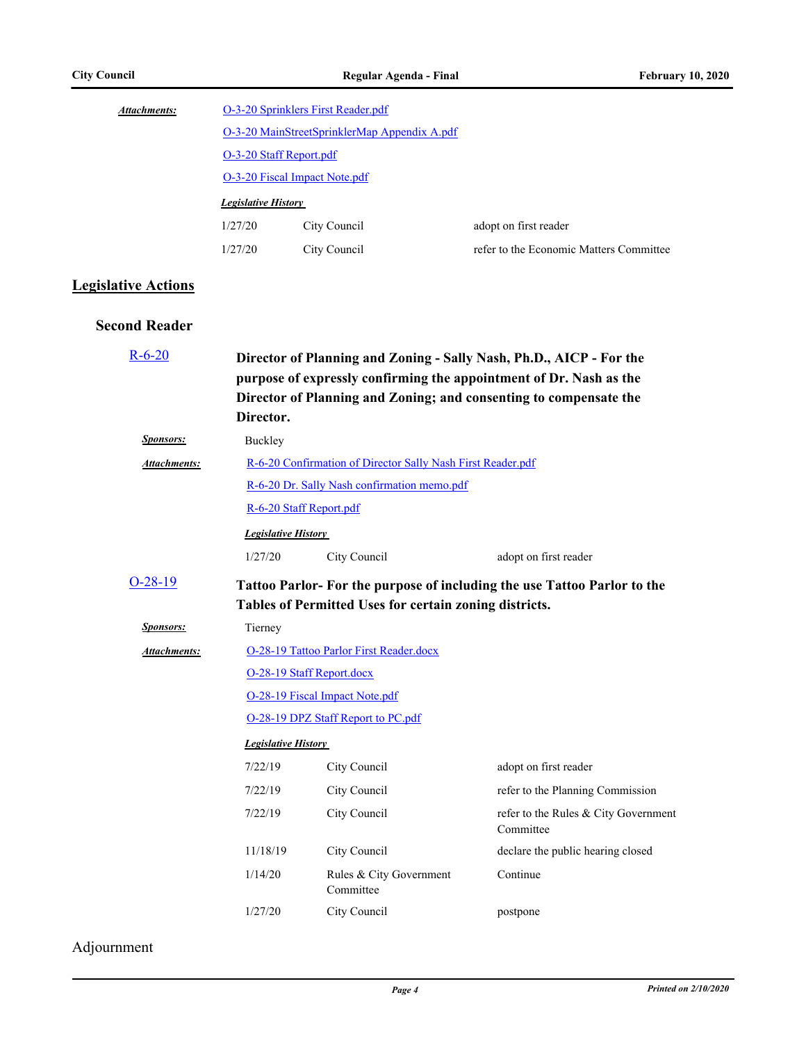***Attachments:***

[O-3-20 Sprinklers First Reader.pdf]

[O-3-20 MainStreetSprinklerMap Appendix A.pdf]

[O-3-20 Staff Report.pdf]

[O-3-20 Fiscal Impact Note.pdf]

***Legislative History***

| | | |
|---|---|---|
| 1/27/20 | City Council | adopt on first reader |
| 1/27/20 | City Council | refer to the Economic Matters Committee |

## Legislative Actions

### Second Reader

**R-6-20** — **Director of Planning and Zoning - Sally Nash, Ph.D., AICP - For the purpose of expressly confirming the appointment of Dr. Nash as the Director of Planning and Zoning; and consenting to compensate the Director.**

***Sponsors:*** Buckley

***Attachments:***

[R-6-20 Confirmation of Director Sally Nash First Reader.pdf]

[R-6-20 Dr. Sally Nash confirmation memo.pdf]

[R-6-20 Staff Report.pdf]

***Legislative History***

| | | |
|---|---|---|
| 1/27/20 | City Council | adopt on first reader |

**O-28-19** — **Tattoo Parlor- For the purpose of including the use Tattoo Parlor to the Tables of Permitted Uses for certain zoning districts.**

***Sponsors:*** Tierney

***Attachments:***

[O-28-19 Tattoo Parlor First Reader.docx]

[O-28-19 Staff Report.docx]

[O-28-19 Fiscal Impact Note.pdf]

[O-28-19 DPZ Staff Report to PC.pdf]

***Legislative History***

| | | |
|---|---|---|
| 7/22/19 | City Council | adopt on first reader |
| 7/22/19 | City Council | refer to the Planning Commission |
| 7/22/19 | City Council | refer to the Rules & City Government Committee |
| 11/18/19 | City Council | declare the public hearing closed |
| 1/14/20 | Rules & City Government Committee | Continue |
| 1/27/20 | City Council | postpone |

Adjournment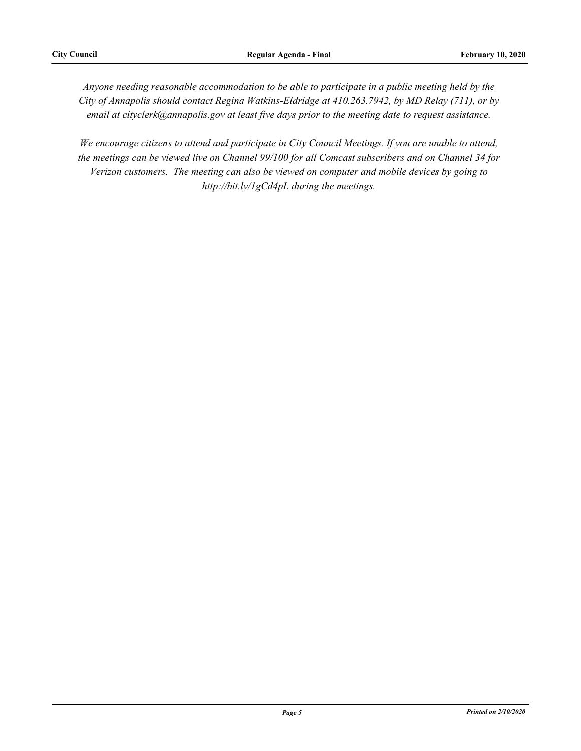*Anyone needing reasonable accommodation to be able to participate in a public meeting held by the City of Annapolis should contact Regina Watkins-Eldridge at 410.263.7942, by MD Relay (711), or by email at cityclerk@annapolis.gov at least five days prior to the meeting date to request assistance.*

*We encourage citizens to attend and participate in City Council Meetings. If you are unable to attend, the meetings can be viewed live on Channel 99/100 for all Comcast subscribers and on Channel 34 for Verizon customers. The meeting can also be viewed on computer and mobile devices by going to http://bit.ly/1gCd4pL during the meetings.*